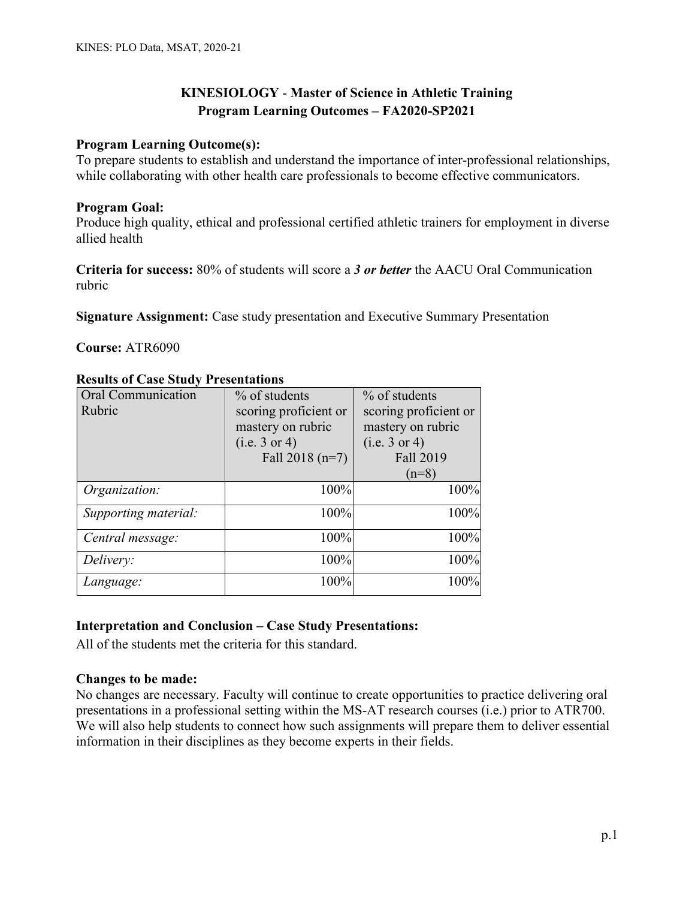# KINESIOLOGY - Master of Science in Athletic Training
## Program Learning Outcomes – FA2020-SP2021

**Program Learning Outcome(s):**
To prepare students to establish and understand the importance of inter-professional relationships, while collaborating with other health care professionals to become effective communicators.

**Program Goal:**
Produce high quality, ethical and professional certified athletic trainers for employment in diverse allied health

**Criteria for success:** 80% of students will score a ***3 or better*** the AACU Oral Communication rubric

**Signature Assignment:** Case study presentation and Executive Summary Presentation

**Course:** ATR6090

**Results of Case Study Presentations**

| Oral Communication Rubric | % of students scoring proficient or mastery on rubric (i.e. 3 or 4) Fall 2018 (n=7) | % of students scoring proficient or mastery on rubric (i.e. 3 or 4) Fall 2019 (n=8) |
|---|---|---|
| *Organization:* | 100% | 100% |
| *Supporting material:* | 100% | 100% |
| *Central message:* | 100% | 100% |
| *Delivery:* | 100% | 100% |
| *Language:* | 100% | 100% |

**Interpretation and Conclusion – Case Study Presentations:**
All of the students met the criteria for this standard.

**Changes to be made:**
No changes are necessary. Faculty will continue to create opportunities to practice delivering oral presentations in a professional setting within the MS-AT research courses (i.e.) prior to ATR700. We will also help students to connect how such assignments will prepare them to deliver essential information in their disciplines as they become experts in their fields.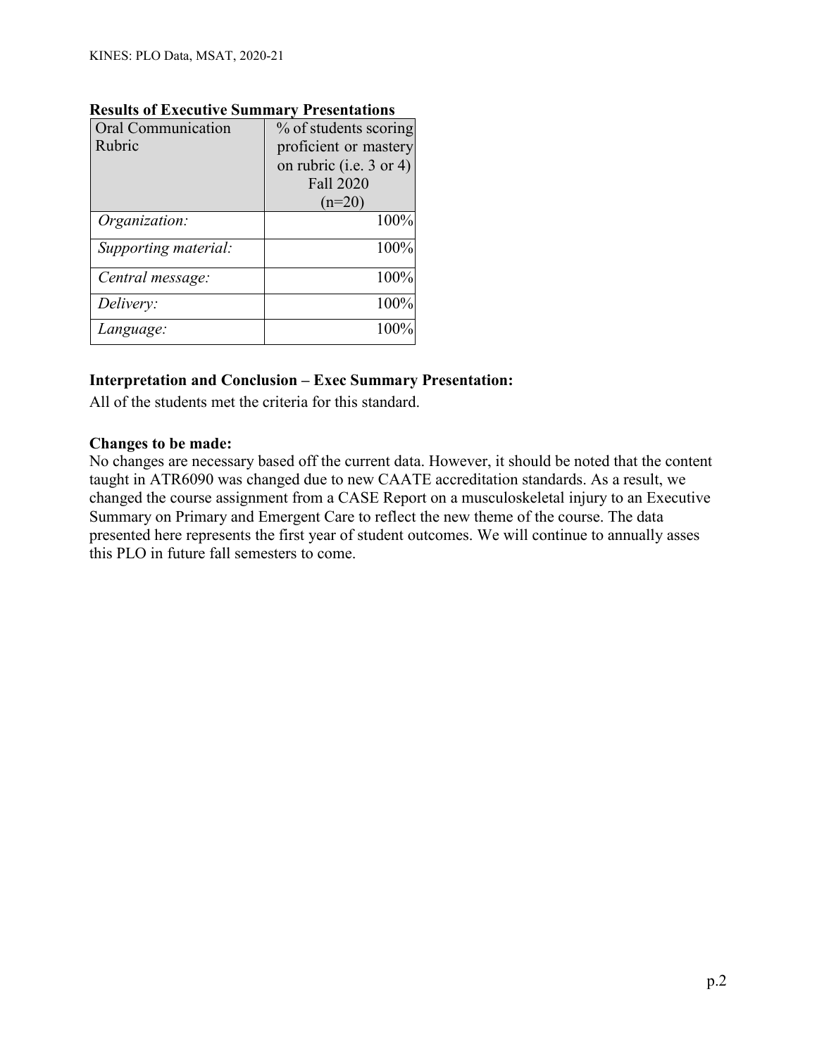**Results of Executive Summary Presentations**

| Oral Communication Rubric | % of students scoring proficient or mastery on rubric (i.e. 3 or 4) Fall 2020 (n=20) |
|---|---|
| *Organization:* | 100% |
| *Supporting material:* | 100% |
| *Central message:* | 100% |
| *Delivery:* | 100% |
| *Language:* | 100% |

**Interpretation and Conclusion – Exec Summary Presentation:**

All of the students met the criteria for this standard.

**Changes to be made:**

No changes are necessary based off the current data. However, it should be noted that the content taught in ATR6090 was changed due to new CAATE accreditation standards. As a result, we changed the course assignment from a CASE Report on a musculoskeletal injury to an Executive Summary on Primary and Emergent Care to reflect the new theme of the course. The data presented here represents the first year of student outcomes. We will continue to annually asses this PLO in future fall semesters to come.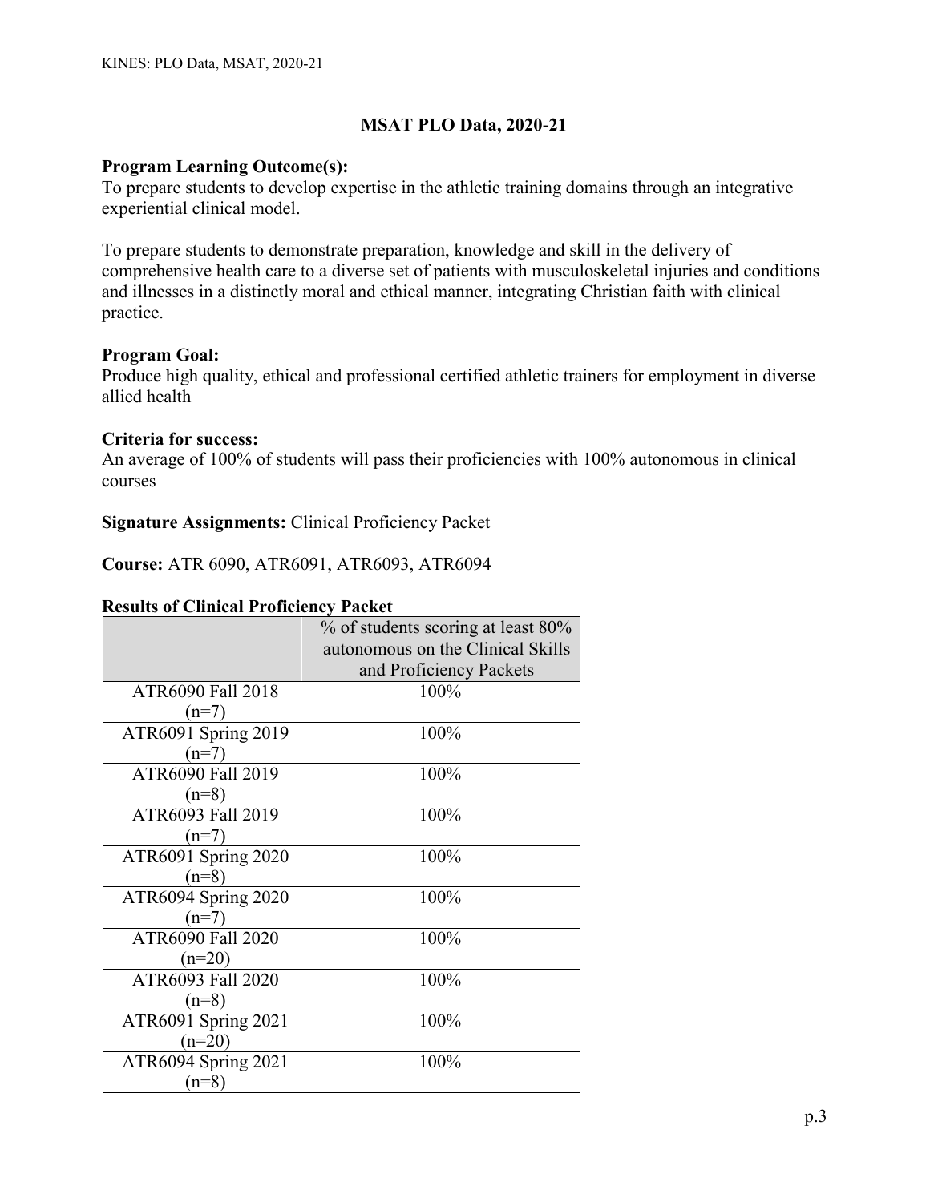## MSAT PLO Data, 2020-21

**Program Learning Outcome(s):**
To prepare students to develop expertise in the athletic training domains through an integrative experiential clinical model.

To prepare students to demonstrate preparation, knowledge and skill in the delivery of comprehensive health care to a diverse set of patients with musculoskeletal injuries and conditions and illnesses in a distinctly moral and ethical manner, integrating Christian faith with clinical practice.

**Program Goal:**
Produce high quality, ethical and professional certified athletic trainers for employment in diverse allied health

**Criteria for success:**
An average of 100% of students will pass their proficiencies with 100% autonomous in clinical courses

**Signature Assignments:** Clinical Proficiency Packet

**Course:** ATR 6090, ATR6091, ATR6093, ATR6094

**Results of Clinical Proficiency Packet**

| | % of students scoring at least 80% autonomous on the Clinical Skills and Proficiency Packets |
|---|---|
| ATR6090 Fall 2018 (n=7) | 100% |
| ATR6091 Spring 2019 (n=7) | 100% |
| ATR6090 Fall 2019 (n=8) | 100% |
| ATR6093 Fall 2019 (n=7) | 100% |
| ATR6091 Spring 2020 (n=8) | 100% |
| ATR6094 Spring 2020 (n=7) | 100% |
| ATR6090 Fall 2020 (n=20) | 100% |
| ATR6093 Fall 2020 (n=8) | 100% |
| ATR6091 Spring 2021 (n=20) | 100% |
| ATR6094 Spring 2021 (n=8) | 100% |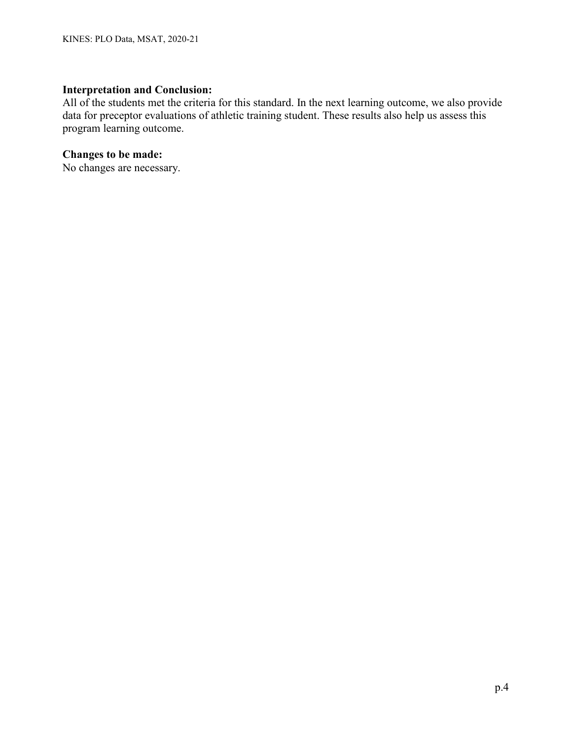**Interpretation and Conclusion:**
All of the students met the criteria for this standard. In the next learning outcome, we also provide data for preceptor evaluations of athletic training student. These results also help us assess this program learning outcome.

**Changes to be made:**
No changes are necessary.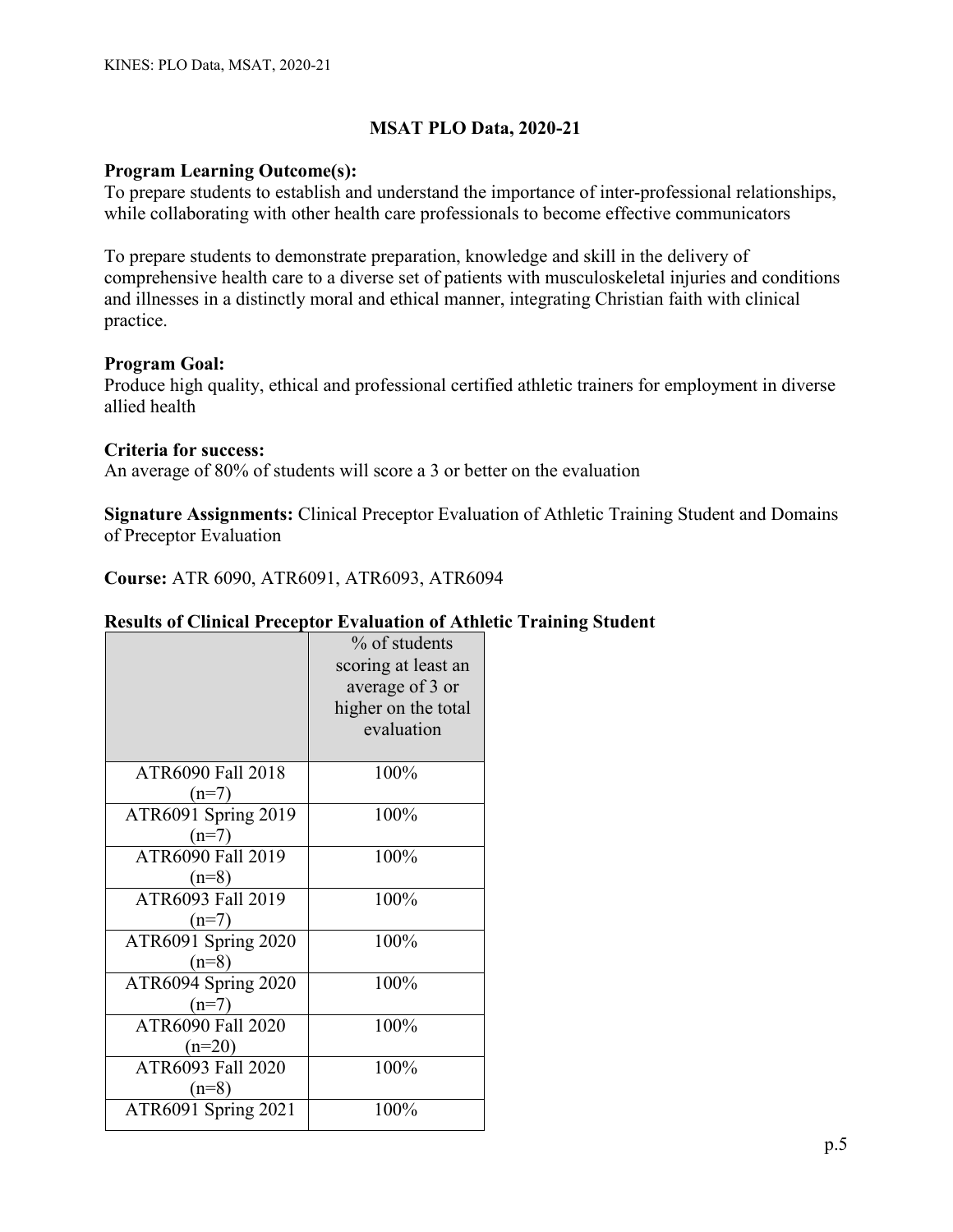## MSAT PLO Data, 2020-21

**Program Learning Outcome(s):**
To prepare students to establish and understand the importance of inter-professional relationships, while collaborating with other health care professionals to become effective communicators

To prepare students to demonstrate preparation, knowledge and skill in the delivery of comprehensive health care to a diverse set of patients with musculoskeletal injuries and conditions and illnesses in a distinctly moral and ethical manner, integrating Christian faith with clinical practice.

**Program Goal:**
Produce high quality, ethical and professional certified athletic trainers for employment in diverse allied health

**Criteria for success:**
An average of 80% of students will score a 3 or better on the evaluation

**Signature Assignments:** Clinical Preceptor Evaluation of Athletic Training Student and Domains of Preceptor Evaluation

**Course:** ATR 6090, ATR6091, ATR6093, ATR6094

**Results of Clinical Preceptor Evaluation of Athletic Training Student**

| | % of students scoring at least an average of 3 or higher on the total evaluation |
|---|---|
| ATR6090 Fall 2018 (n=7) | 100% |
| ATR6091 Spring 2019 (n=7) | 100% |
| ATR6090 Fall 2019 (n=8) | 100% |
| ATR6093 Fall 2019 (n=7) | 100% |
| ATR6091 Spring 2020 (n=8) | 100% |
| ATR6094 Spring 2020 (n=7) | 100% |
| ATR6090 Fall 2020 (n=20) | 100% |
| ATR6093 Fall 2020 (n=8) | 100% |
| ATR6091 Spring 2021 | 100% |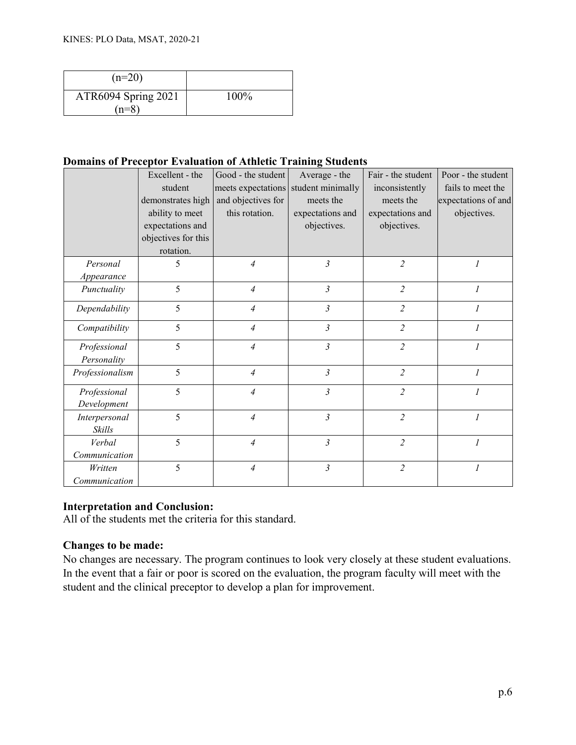| (n=20) | |
|---|---|
| ATR6094 Spring 2021 (n=8) | 100% |

**Domains of Preceptor Evaluation of Athletic Training Students**

| | Excellent - the student demonstrates high ability to meet expectations and objectives for this rotation. | Good - the student meets expectations and objectives for this rotation. | Average - the student minimally meets the expectations and objectives. | Fair - the student inconsistently meets the expectations and objectives. | Poor - the student fails to meet the expectations of and objectives. |
|---|---|---|---|---|---|
| *Personal Appearance* | 5 | *4* | *3* | *2* | *1* |
| *Punctuality* | 5 | *4* | *3* | *2* | *1* |
| *Dependability* | 5 | *4* | *3* | *2* | *1* |
| *Compatibility* | 5 | *4* | *3* | *2* | *1* |
| *Professional Personality* | 5 | *4* | *3* | *2* | *1* |
| *Professionalism* | 5 | *4* | *3* | *2* | *1* |
| *Professional Development* | 5 | *4* | *3* | *2* | *1* |
| *Interpersonal Skills* | 5 | *4* | *3* | *2* | *1* |
| *Verbal Communication* | 5 | *4* | *3* | *2* | *1* |
| *Written Communication* | 5 | *4* | *3* | *2* | *1* |

**Interpretation and Conclusion:**
All of the students met the criteria for this standard.

**Changes to be made:**
No changes are necessary. The program continues to look very closely at these student evaluations. In the event that a fair or poor is scored on the evaluation, the program faculty will meet with the student and the clinical preceptor to develop a plan for improvement.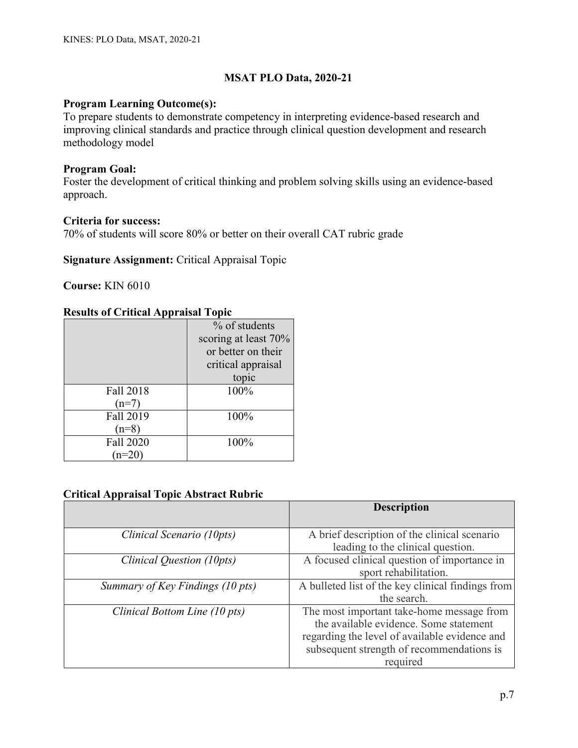# MSAT PLO Data, 2020-21

**Program Learning Outcome(s):**
To prepare students to demonstrate competency in interpreting evidence-based research and improving clinical standards and practice through clinical question development and research methodology model

**Program Goal:**
Foster the development of critical thinking and problem solving skills using an evidence-based approach.

**Criteria for success:**
70% of students will score 80% or better on their overall CAT rubric grade

**Signature Assignment:** Critical Appraisal Topic

**Course:** KIN 6010

**Results of Critical Appraisal Topic**

| | % of students scoring at least 70% or better on their critical appraisal topic |
|---|---|
| Fall 2018 (n=7) | 100% |
| Fall 2019 (n=8) | 100% |
| Fall 2020 (n=20) | 100% |

**Critical Appraisal Topic Abstract Rubric**

| | **Description** |
|---|---|
| *Clinical Scenario (10pts)* | A brief description of the clinical scenario leading to the clinical question. |
| *Clinical Question (10pts)* | A focused clinical question of importance in sport rehabilitation. |
| *Summary of Key Findings (10 pts)* | A bulleted list of the key clinical findings from the search. |
| *Clinical Bottom Line (10 pts)* | The most important take-home message from the available evidence. Some statement regarding the level of available evidence and subsequent strength of recommendations is required |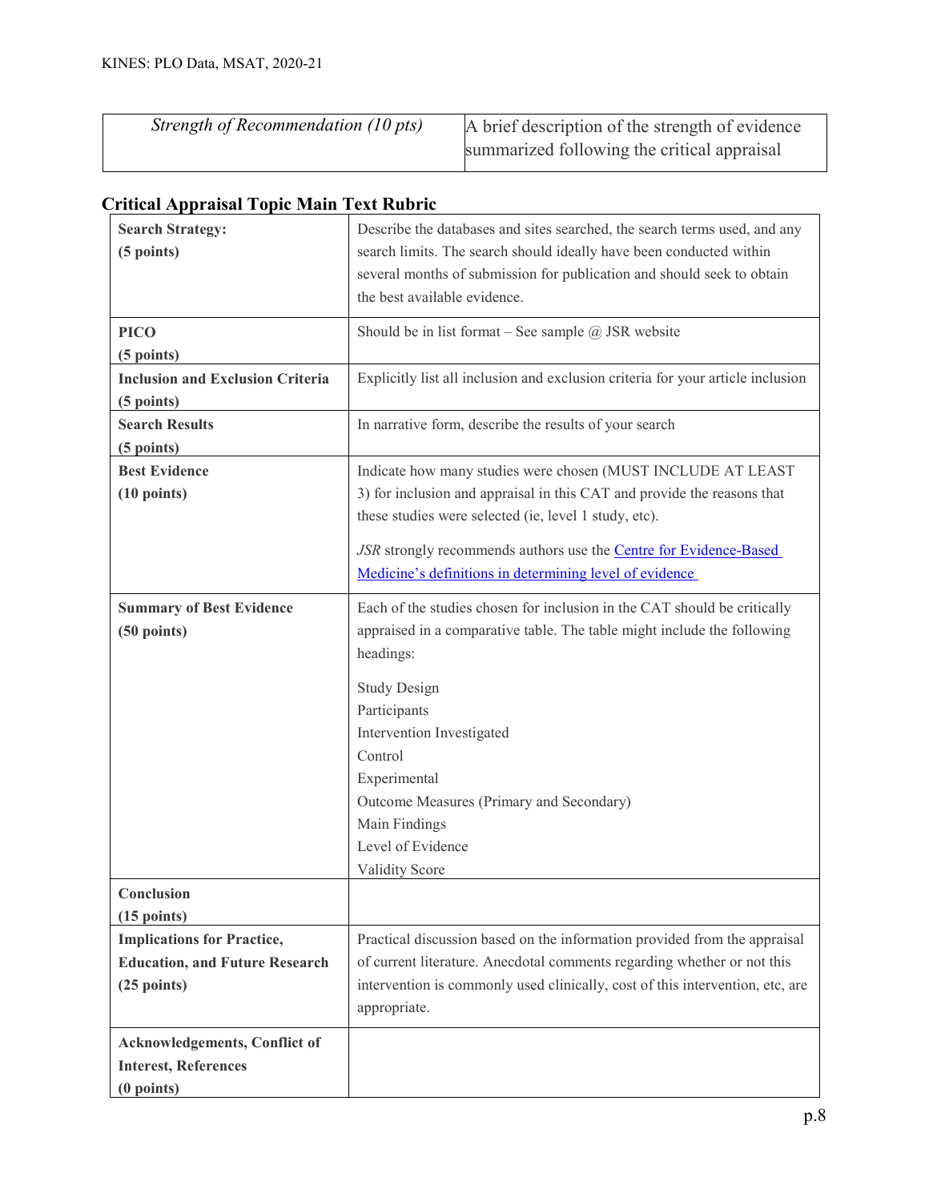| *Strength of Recommendation (10 pts)* | A brief description of the strength of evidence summarized following the critical appraisal |
|---|---|

## Critical Appraisal Topic Main Text Rubric

| | |
|---|---|
| **Search Strategy: (5 points)** | Describe the databases and sites searched, the search terms used, and any search limits. The search should ideally have been conducted within several months of submission for publication and should seek to obtain the best available evidence. |
| **PICO (5 points)** | Should be in list format – See sample @ JSR website |
| **Inclusion and Exclusion Criteria (5 points)** | Explicitly list all inclusion and exclusion criteria for your article inclusion |
| **Search Results (5 points)** | In narrative form, describe the results of your search |
| **Best Evidence (10 points)** | Indicate how many studies were chosen (MUST INCLUDE AT LEAST 3) for inclusion and appraisal in this CAT and provide the reasons that these studies were selected (ie, level 1 study, etc).<br><br>*JSR* strongly recommends authors use the Centre for Evidence-Based Medicine's definitions in determining level of evidence |
| **Summary of Best Evidence (50 points)** | Each of the studies chosen for inclusion in the CAT should be critically appraised in a comparative table. The table might include the following headings:<br><br>Study Design<br>Participants<br>Intervention Investigated<br>Control<br>Experimental<br>Outcome Measures (Primary and Secondary)<br>Main Findings<br>Level of Evidence<br>Validity Score |
| **Conclusion (15 points)** | |
| **Implications for Practice, Education, and Future Research (25 points)** | Practical discussion based on the information provided from the appraisal of current literature. Anecdotal comments regarding whether or not this intervention is commonly used clinically, cost of this intervention, etc, are appropriate. |
| **Acknowledgements, Conflict of Interest, References (0 points)** | |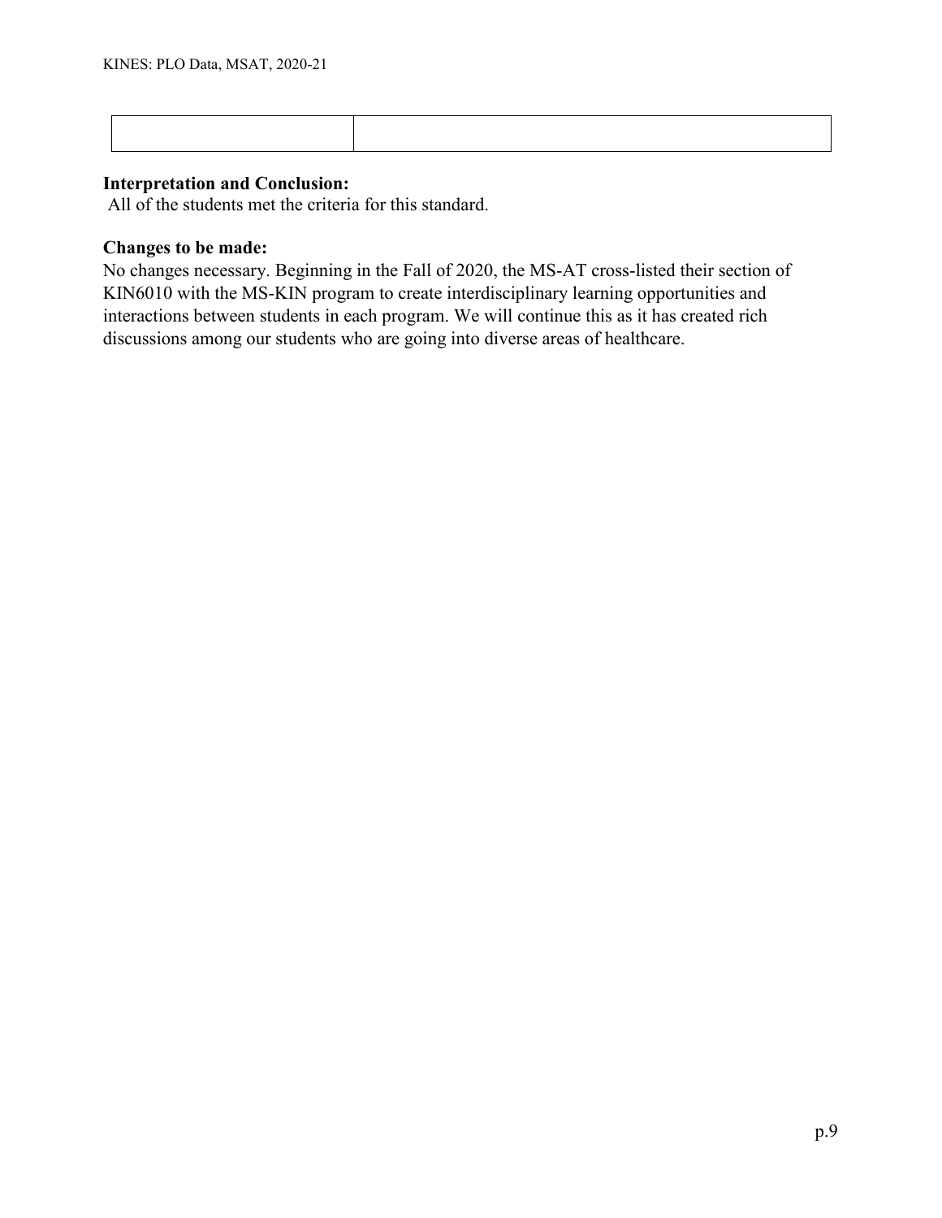| | |
|---|---|
| | |

**Interpretation and Conclusion:**
All of the students met the criteria for this standard.

**Changes to be made:**
No changes necessary. Beginning in the Fall of 2020, the MS-AT cross-listed their section of KIN6010 with the MS-KIN program to create interdisciplinary learning opportunities and interactions between students in each program. We will continue this as it has created rich discussions among our students who are going into diverse areas of healthcare.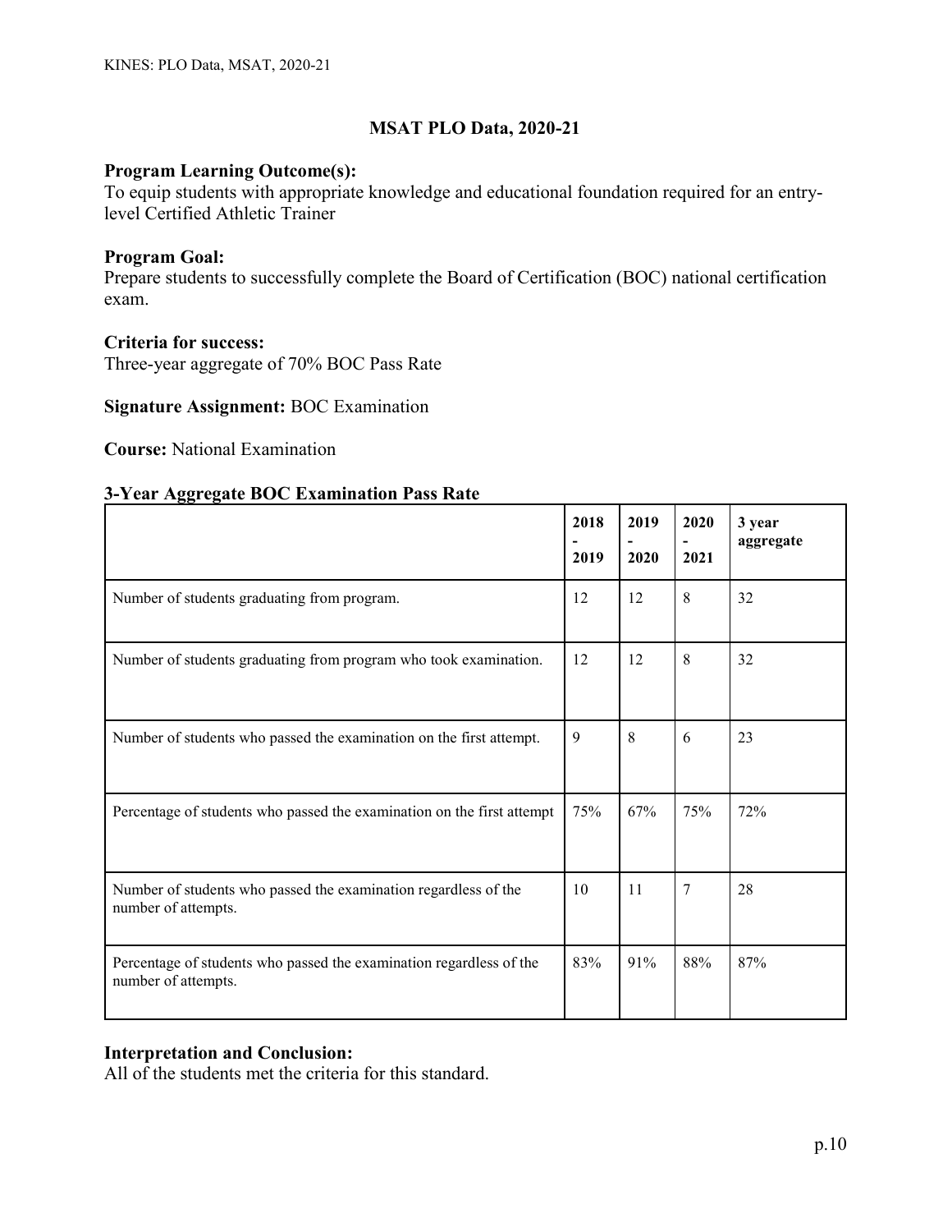## MSAT PLO Data, 2020-21

**Program Learning Outcome(s):**
To equip students with appropriate knowledge and educational foundation required for an entry-level Certified Athletic Trainer

**Program Goal:**
Prepare students to successfully complete the Board of Certification (BOC) national certification exam.

**Criteria for success:**
Three-year aggregate of 70% BOC Pass Rate

**Signature Assignment:** BOC Examination

**Course:** National Examination

**3-Year Aggregate BOC Examination Pass Rate**

| | 2018 - 2019 | 2019 - 2020 | 2020 - 2021 | 3 year aggregate |
|---|---|---|---|---|
| Number of students graduating from program. | 12 | 12 | 8 | 32 |
| Number of students graduating from program who took examination. | 12 | 12 | 8 | 32 |
| Number of students who passed the examination on the first attempt. | 9 | 8 | 6 | 23 |
| Percentage of students who passed the examination on the first attempt | 75% | 67% | 75% | 72% |
| Number of students who passed the examination regardless of the number of attempts. | 10 | 11 | 7 | 28 |
| Percentage of students who passed the examination regardless of the number of attempts. | 83% | 91% | 88% | 87% |

**Interpretation and Conclusion:**
All of the students met the criteria for this standard.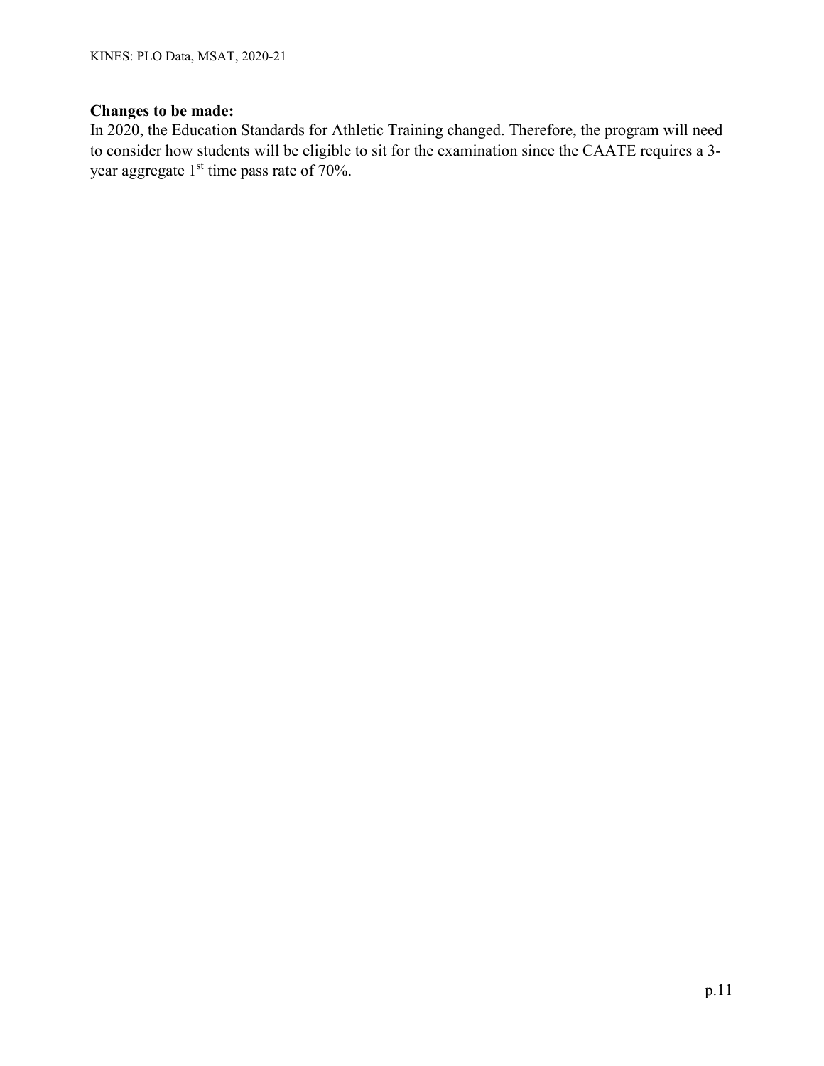**Changes to be made:**

In 2020, the Education Standards for Athletic Training changed. Therefore, the program will need to consider how students will be eligible to sit for the examination since the CAATE requires a 3-year aggregate 1st time pass rate of 70%.